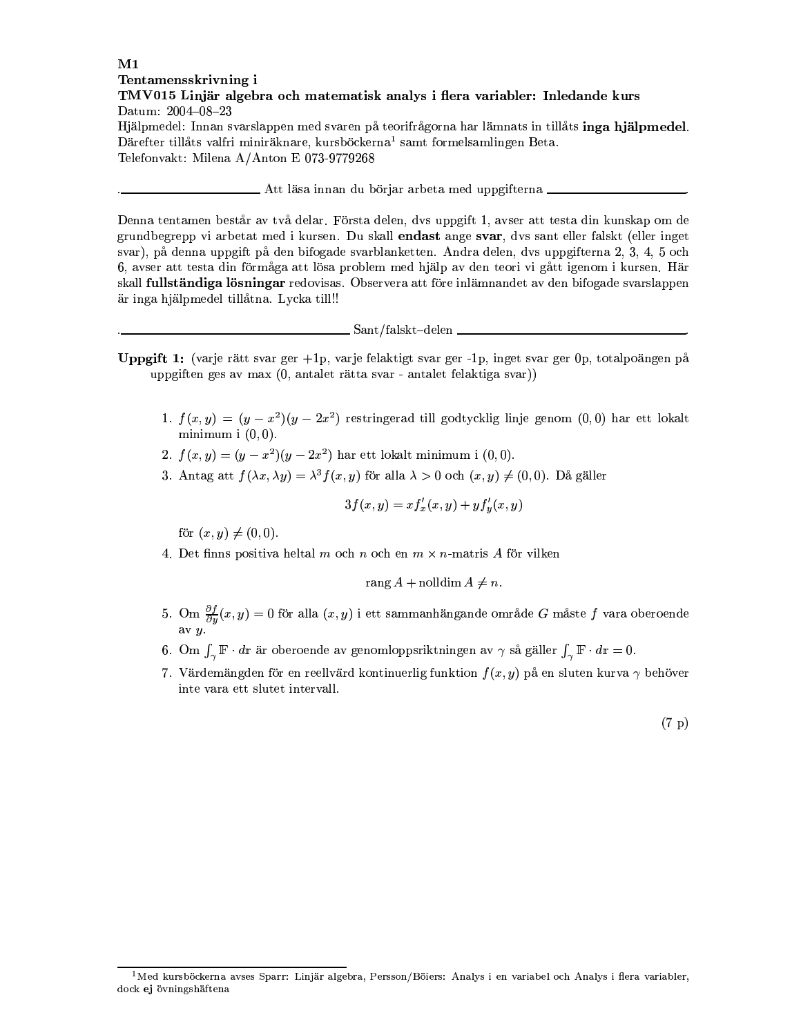**M1**
**Tentamensskrivning i**
**TMV015 Linjär algebra och matematisk analys i flera variabler: Inledande kurs**
Datum: 2004–08–23
Hjälpmedel: Innan svarslappen med svaren på teorifrågorna har lämnats in tillåts **inga hjälpmedel**. Därefter tillåts valfri miniräknare, kursböckerna[1] samt formelsamlingen Beta.
Telefonvakt: Milena A/Anton E 073-9779268

## Att läsa innan du börjar arbeta med uppgifterna

Denna tentamen består av två delar. Första delen, dvs uppgift 1, avser att testa din kunskap om de grundbegrepp vi arbetat med i kursen. Du skall **endast** ange **svar**, dvs sant eller falskt (eller inget svar), på denna uppgift på den bifogade svarblanketten. Andra delen, dvs uppgifterna 2, 3, 4, 5 och 6, avser att testa din förmåga att lösa problem med hjälp av den teori vi gått igenom i kursen. Här skall **fullständiga lösningar** redovisas. Observera att före inlämnandet av den bifogade svarslappen är inga hjälpmedel tillåtna. Lycka till!!

## Sant/falskt–delen

**Uppgift 1:** (varje rätt svar ger +1p, varje felaktigt svar ger -1p, inget svar ger 0p, totalpoängen på uppgiften ges av max (0, antalet rätta svar - antalet felaktiga svar))

1. $f(x,y) = (y - x^2)(y - 2x^2)$ restringerad till godtycklig linje genom $(0,0)$ har ett lokalt minimum i $(0,0)$.
2. $f(x,y) = (y - x^2)(y - 2x^2)$ har ett lokalt minimum i $(0,0)$.
3. Antag att $f(\lambda x, \lambda y) = \lambda^3 f(x,y)$ för alla $\lambda > 0$ och $(x,y) \neq (0,0)$. Då gäller
$$3f(x,y) = x f'_x(x,y) + y f'_y(x,y)$$
för $(x,y) \neq (0,0)$.
4. Det finns positiva heltal $m$ och $n$ och en $m \times n$-matris $A$ för vilken
$$\operatorname{rang} A + \operatorname{nolldim} A \neq n.$$
5. Om $\frac{\partial f}{\partial y}(x,y) = 0$ för alla $(x,y)$ i ett sammanhängande område $G$ måste $f$ vara oberoende av $y$.
6. Om $\int_\gamma \mathbb{F} \cdot d\mathbf{r}$ är oberoende av genomloppsriktningen av $\gamma$ så gäller $\int_\gamma \mathbb{F} \cdot d\mathbf{r} = 0$.
7. Värdemängden för en reellvärd kontinuerlig funktion $f(x,y)$ på en sluten kurva $\gamma$ behöver inte vara ett slutet intervall.

(7 p)

[1] Med kursböckerna avses Sparr: Linjär algebra, Persson/Böiers: Analys i en variabel och Analys i flera variabler, dock **ej** övningshäftena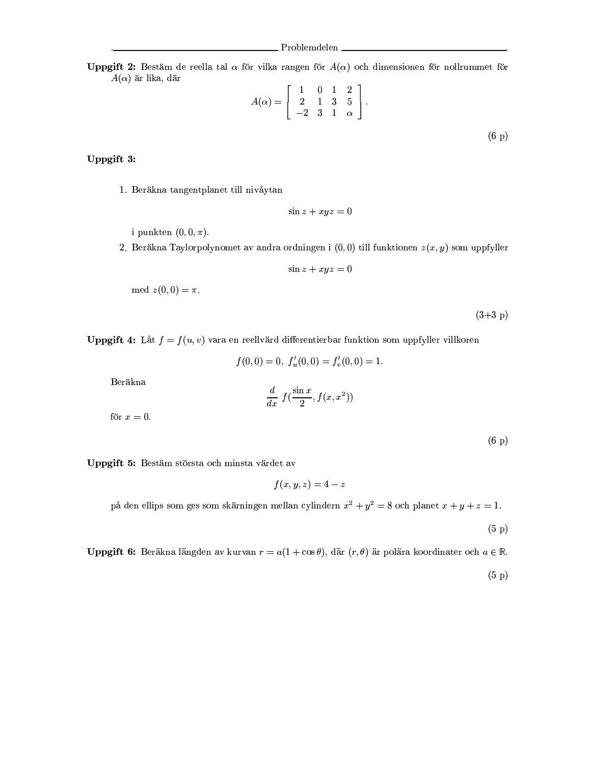## Problemdelen

**Uppgift 2:** Bestäm de reella tal $\alpha$ för vilka rangen för $A(\alpha)$ och dimensionen för nollrummet för $A(\alpha)$ är lika, där

$$A(\alpha) = \begin{bmatrix} 1 & 0 & 1 & 2 \\ 2 & 1 & 3 & 5 \\ -2 & 3 & 1 & \alpha \end{bmatrix}.$$

(6 p)

**Uppgift 3:**

1. Beräkna tangentplanet till nivåytan

$$\sin z + xyz = 0$$

i punkten $(0, 0, \pi)$.

2. Beräkna Taylorpolynomet av andra ordningen i $(0, 0)$ till funktionen $z(x, y)$ som uppfyller

$$\sin z + xyz = 0$$

med $z(0, 0) = \pi$.

(3+3 p)

**Uppgift 4:** Låt $f = f(u, v)$ vara en reellvärd differentierbar funktion som uppfyller villkoren

$$f(0, 0) = 0, \; f'_u(0, 0) = f'_v(0, 0) = 1.$$

Beräkna

$$\frac{d}{dx} \; f(\frac{\sin x}{2}, f(x, x^2))$$

för $x = 0$.

(6 p)

**Uppgift 5:** Bestäm största och minsta värdet av

$$f(x, y, z) = 4 - z$$

på den ellips som ges som skärningen mellan cylindern $x^2 + y^2 = 8$ och planet $x + y + z = 1$.

(5 p)

**Uppgift 6:** Beräkna längden av kurvan $r = a(1 + \cos\theta)$, där $(r, \theta)$ är polära koordinater och $a \in \mathbb{R}$.

(5 p)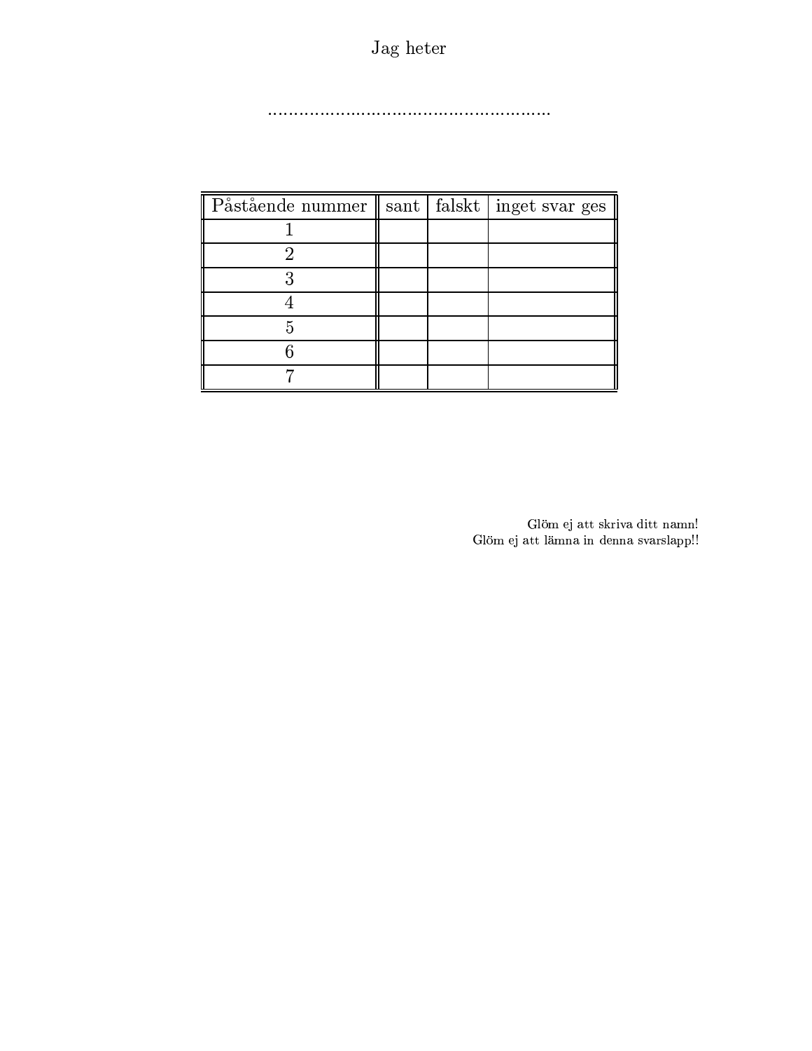Jag heter

.......................................................

| Påstående nummer | sant | falskt | inget svar ges |
|---|---|---|---|
| 1 | | | |
| 2 | | | |
| 3 | | | |
| 4 | | | |
| 5 | | | |
| 6 | | | |
| 7 | | | |

Glöm ej att skriva ditt namn!
Glöm ej att lämna in denna svarslapp!!